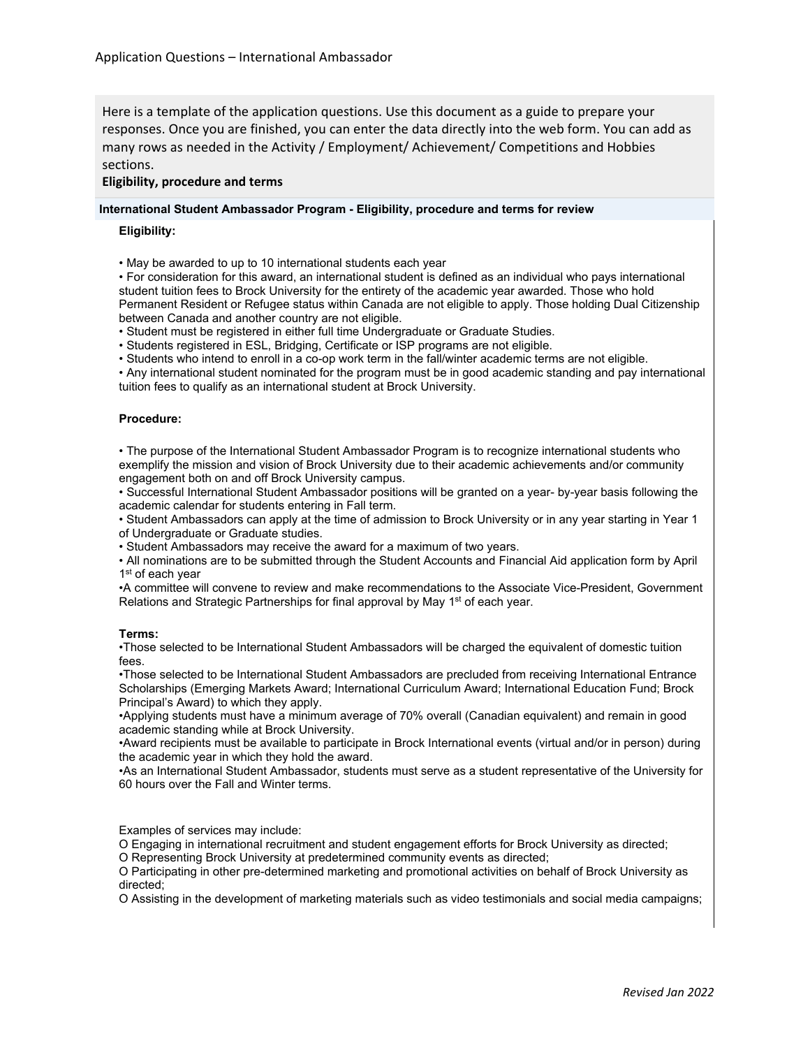# Application Questions – International Ambassador

Here is a template of the application questions. Use this document as a guide to prepare your responses. Once you are finished, you can enter the data directly into the web form. You can add as many rows as needed in the Activity / Employment/ Achievement/ Competitions and Hobbies sections.

**Eligibility, procedure and terms**

**International Student Ambassador Program - Eligibility, procedure and terms for review**

**Eligibility:**

- May be awarded to up to 10 international students each year
- For consideration for this award, an international student is defined as an individual who pays international student tuition fees to Brock University for the entirety of the academic year awarded. Those who hold Permanent Resident or Refugee status within Canada are not eligible to apply. Those holding Dual Citizenship between Canada and another country are not eligible.
- Student must be registered in either full time Undergraduate or Graduate Studies.
- Students registered in ESL, Bridging, Certificate or ISP programs are not eligible.
- Students who intend to enroll in a co-op work term in the fall/winter academic terms are not eligible.
- Any international student nominated for the program must be in good academic standing and pay international tuition fees to qualify as an international student at Brock University.

**Procedure:**

- The purpose of the International Student Ambassador Program is to recognize international students who exemplify the mission and vision of Brock University due to their academic achievements and/or community engagement both on and off Brock University campus.
- Successful International Student Ambassador positions will be granted on a year- by-year basis following the academic calendar for students entering in Fall term.
- Student Ambassadors can apply at the time of admission to Brock University or in any year starting in Year 1 of Undergraduate or Graduate studies.
- Student Ambassadors may receive the award for a maximum of two years.
- All nominations are to be submitted through the Student Accounts and Financial Aid application form by April 1st of each year
- A committee will convene to review and make recommendations to the Associate Vice-President, Government Relations and Strategic Partnerships for final approval by May 1st of each year.

**Terms:**

- Those selected to be International Student Ambassadors will be charged the equivalent of domestic tuition fees.
- Those selected to be International Student Ambassadors are precluded from receiving International Entrance Scholarships (Emerging Markets Award; International Curriculum Award; International Education Fund; Brock Principal's Award) to which they apply.
- Applying students must have a minimum average of 70% overall (Canadian equivalent) and remain in good academic standing while at Brock University.
- Award recipients must be available to participate in Brock International events (virtual and/or in person) during the academic year in which they hold the award.
- As an International Student Ambassador, students must serve as a student representative of the University for 60 hours over the Fall and Winter terms.

Examples of services may include:

- Engaging in international recruitment and student engagement efforts for Brock University as directed;
- Representing Brock University at predetermined community events as directed;
- Participating in other pre-determined marketing and promotional activities on behalf of Brock University as directed;
- Assisting in the development of marketing materials such as video testimonials and social media campaigns;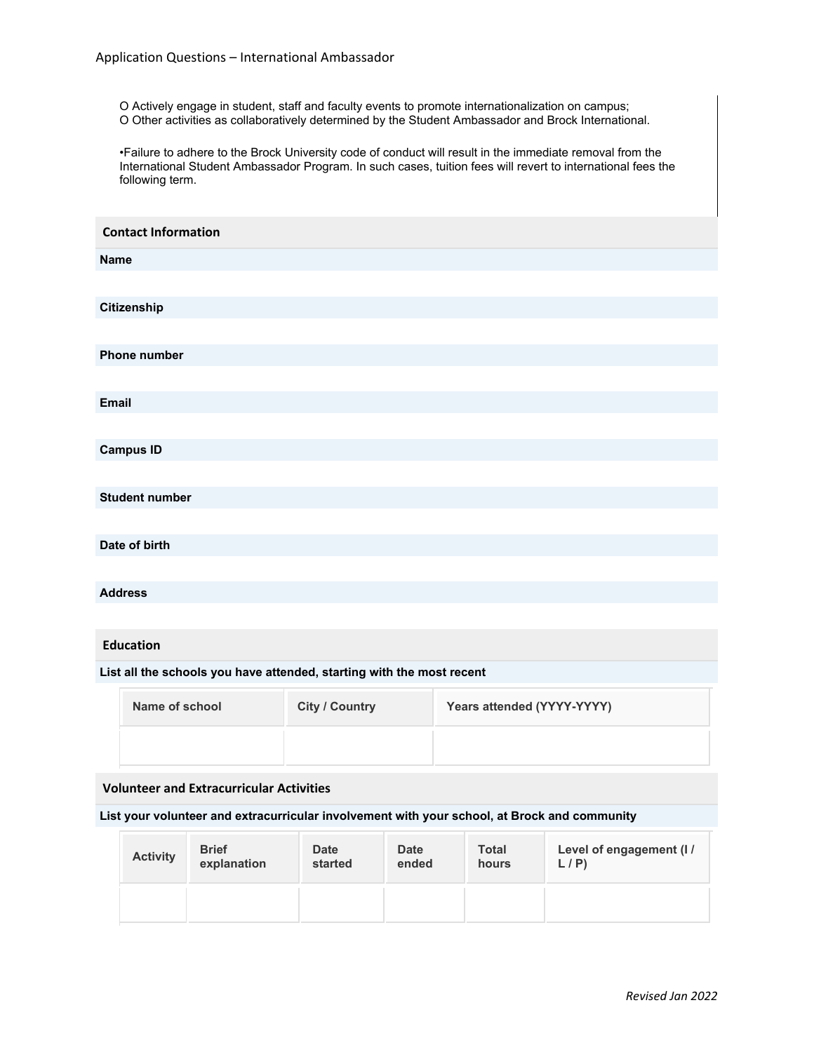O Actively engage in student, staff and faculty events to promote internationalization on campus;
O Other activities as collaboratively determined by the Student Ambassador and Brock International.

•Failure to adhere to the Brock University code of conduct will result in the immediate removal from the International Student Ambassador Program. In such cases, tuition fees will revert to international fees the following term.

## Contact Information

**Name**

**Citizenship**

**Phone number**

**Email**

**Campus ID**

**Student number**

**Date of birth**

**Address**

## Education

**List all the schools you have attended, starting with the most recent**

| Name of school | City / Country | Years attended (YYYY-YYYY) |
| --- | --- | --- |
| | | |

## Volunteer and Extracurricular Activities

**List your volunteer and extracurricular involvement with your school, at Brock and community**

| Activity | Brief explanation | Date started | Date ended | Total hours | Level of engagement (I / L / P) |
| --- | --- | --- | --- | --- | --- |
| | | | | | |

*Revised Jan 2022*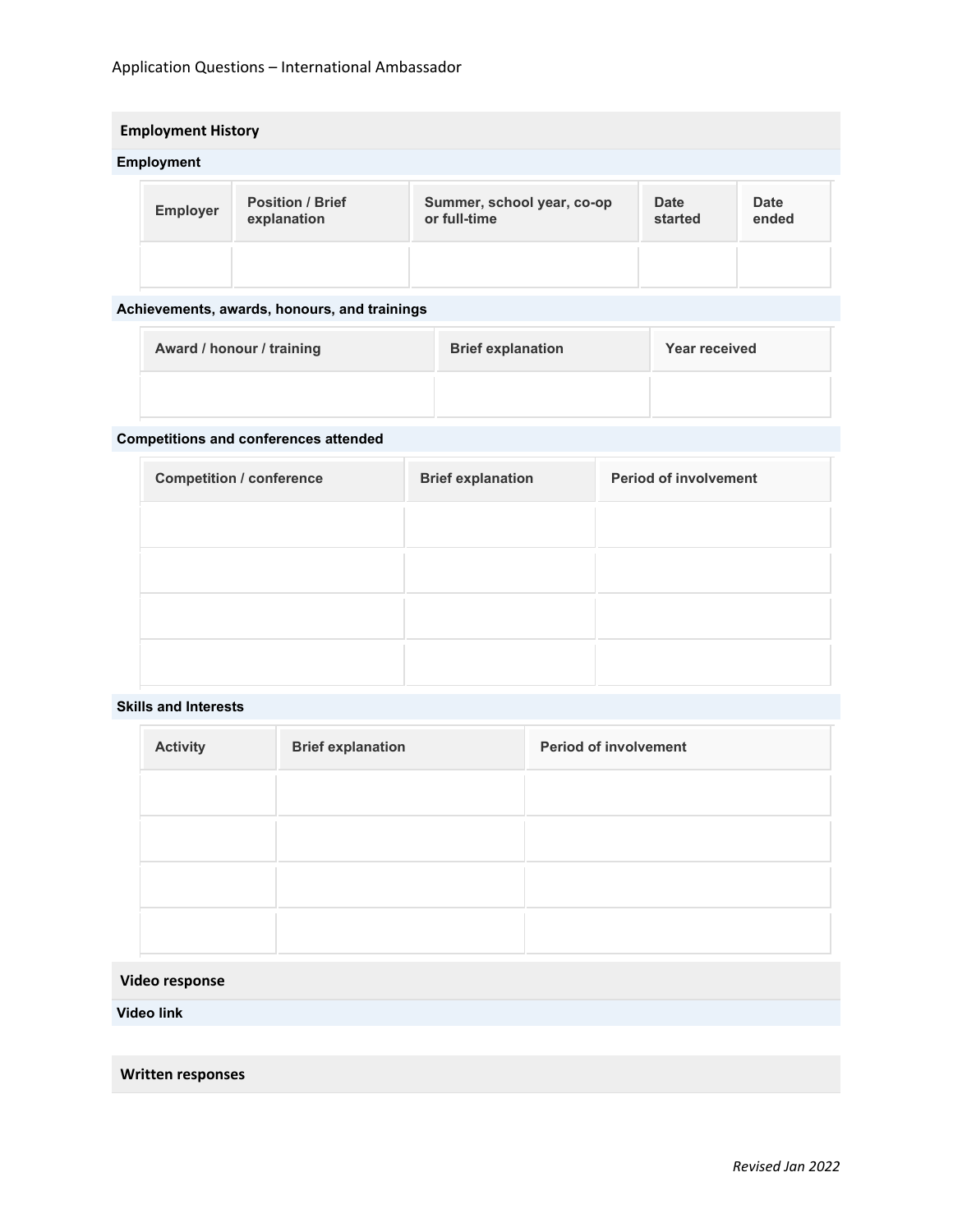Application Questions – International Ambassador

## Employment History

### Employment

| Employer | Position / Brief explanation | Summer, school year, co-op or full-time | Date started | Date ended |
| --- | --- | --- | --- | --- |
| | | | | |

### Achievements, awards, honours, and trainings

| Award / honour / training | Brief explanation | Year received |
| --- | --- | --- |
| | | |

### Competitions and conferences attended

| Competition / conference | Brief explanation | Period of involvement |
| --- | --- | --- |
| | | |
| | | |
| | | |
| | | |

### Skills and Interests

| Activity | Brief explanation | Period of involvement |
| --- | --- | --- |
| | | |
| | | |
| | | |
| | | |

## Video response

### Video link

## Written responses

*Revised Jan 2022*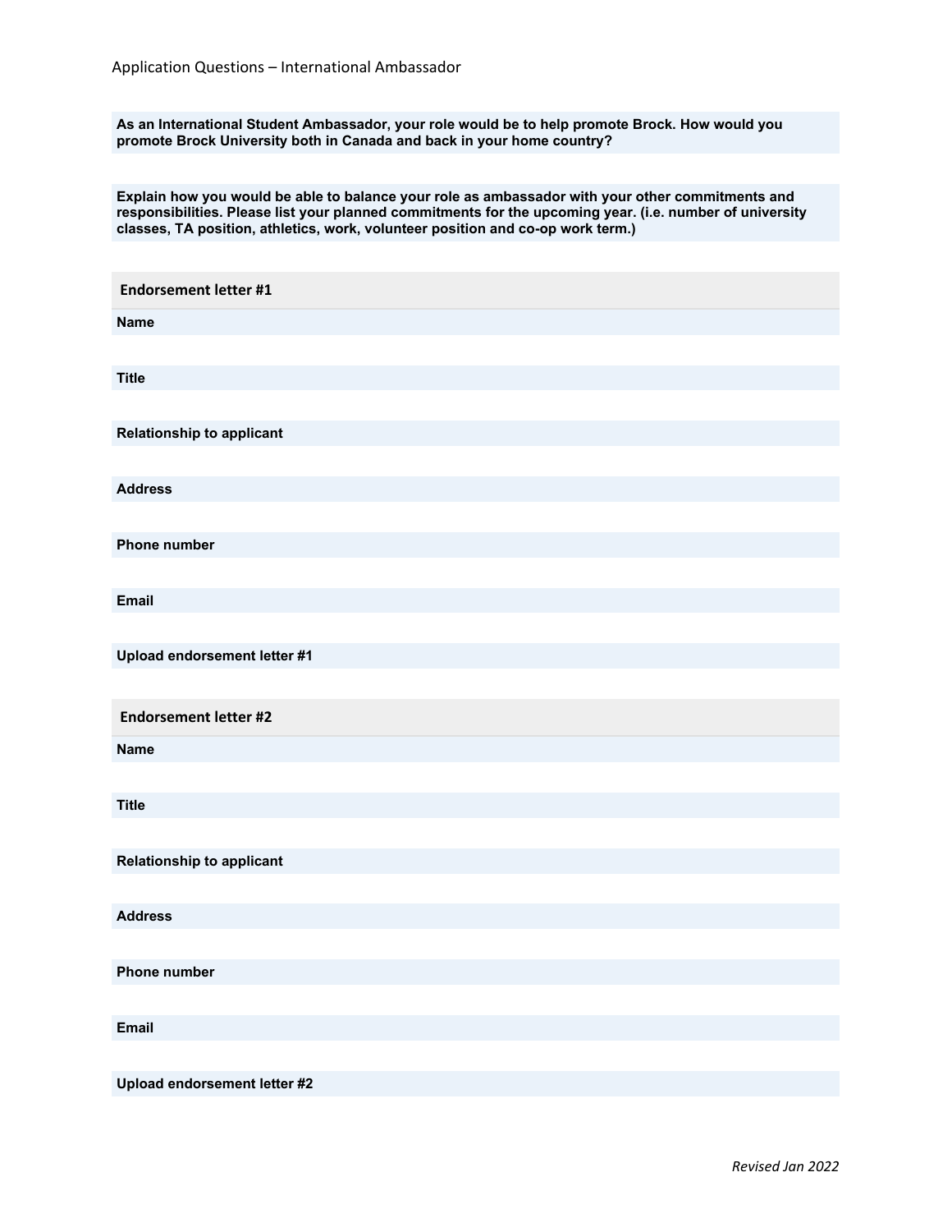Application Questions – International Ambassador

**As an International Student Ambassador, your role would be to help promote Brock. How would you promote Brock University both in Canada and back in your home country?**

**Explain how you would be able to balance your role as ambassador with your other commitments and responsibilities. Please list your planned commitments for the upcoming year. (i.e. number of university classes, TA position, athletics, work, volunteer position and co-op work term.)**

## Endorsement letter #1

**Name**

**Title**

**Relationship to applicant**

**Address**

**Phone number**

**Email**

**Upload endorsement letter #1**

## Endorsement letter #2

**Name**

**Title**

**Relationship to applicant**

**Address**

**Phone number**

**Email**

**Upload endorsement letter #2**

*Revised Jan 2022*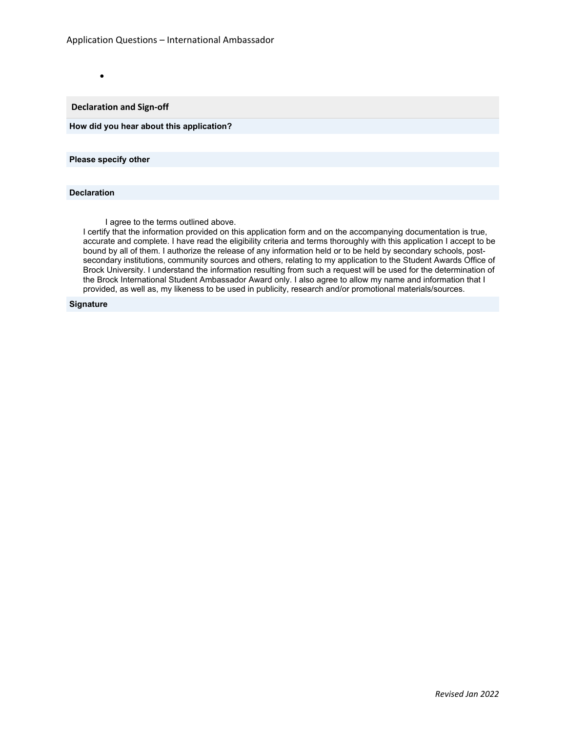- 

## Declaration and Sign-off

**How did you hear about this application?**

**Please specify other**

**Declaration**

I agree to the terms outlined above.

I certify that the information provided on this application form and on the accompanying documentation is true, accurate and complete. I have read the eligibility criteria and terms thoroughly with this application I accept to be bound by all of them. I authorize the release of any information held or to be held by secondary schools, post-secondary institutions, community sources and others, relating to my application to the Student Awards Office of Brock University. I understand the information resulting from such a request will be used for the determination of the Brock International Student Ambassador Award only. I also agree to allow my name and information that I provided, as well as, my likeness to be used in publicity, research and/or promotional materials/sources.

**Signature**